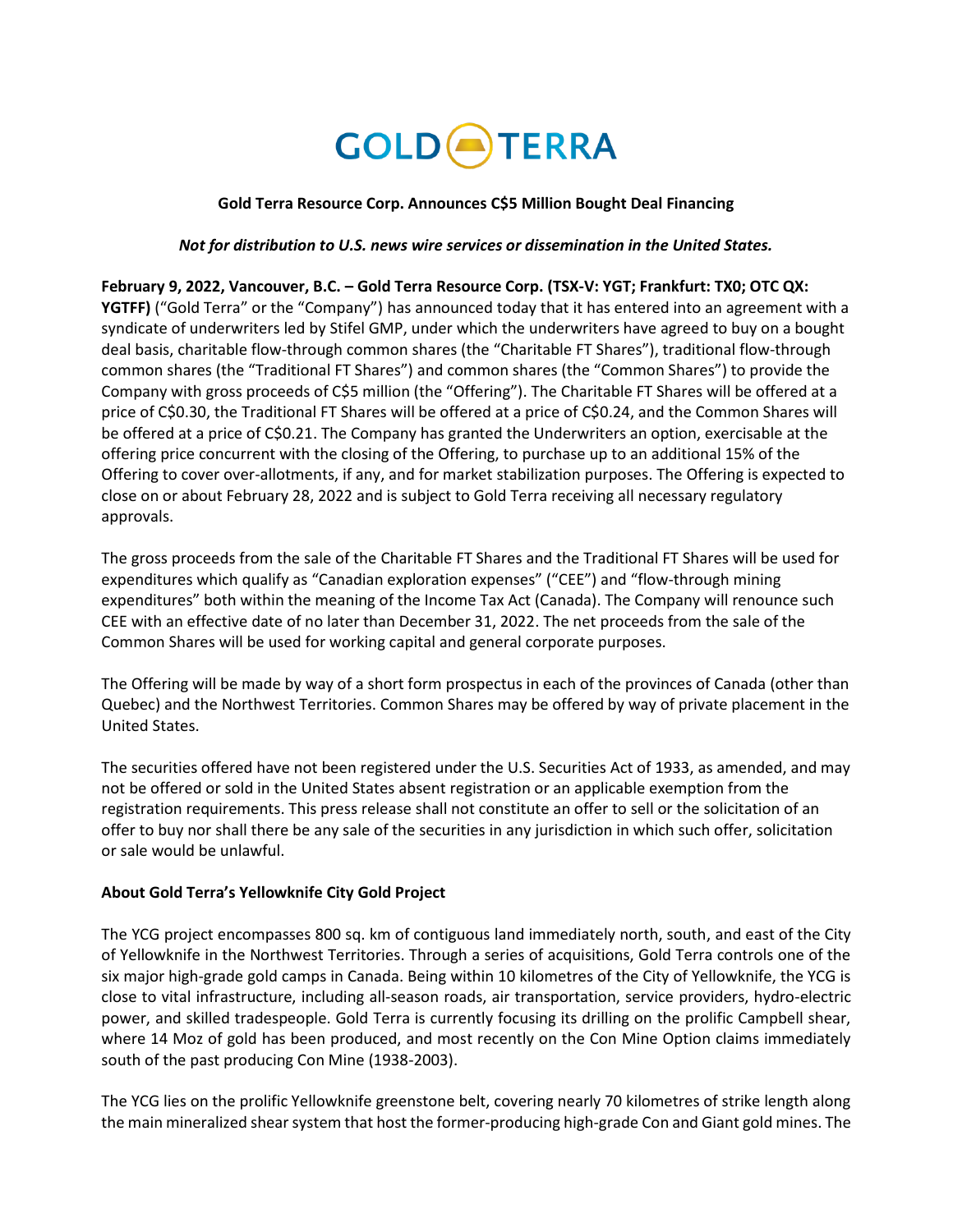GOLD TERRA

**Gold Terra Resource Corp. Announces C$5 Million Bought Deal Financing**

***Not for distribution to U.S. news wire services or dissemination in the United States.***

**February 9, 2022, Vancouver, B.C. – Gold Terra Resource Corp. (TSX-V: YGT; Frankfurt: TX0; OTC QX: YGTFF)** ("Gold Terra" or the "Company") has announced today that it has entered into an agreement with a syndicate of underwriters led by Stifel GMP, under which the underwriters have agreed to buy on a bought deal basis, charitable flow-through common shares (the "Charitable FT Shares"), traditional flow-through common shares (the "Traditional FT Shares") and common shares (the "Common Shares") to provide the Company with gross proceeds of C$5 million (the "Offering"). The Charitable FT Shares will be offered at a price of C$0.30, the Traditional FT Shares will be offered at a price of C$0.24, and the Common Shares will be offered at a price of C$0.21. The Company has granted the Underwriters an option, exercisable at the offering price concurrent with the closing of the Offering, to purchase up to an additional 15% of the Offering to cover over-allotments, if any, and for market stabilization purposes. The Offering is expected to close on or about February 28, 2022 and is subject to Gold Terra receiving all necessary regulatory approvals.

The gross proceeds from the sale of the Charitable FT Shares and the Traditional FT Shares will be used for expenditures which qualify as "Canadian exploration expenses" ("CEE") and "flow-through mining expenditures" both within the meaning of the Income Tax Act (Canada). The Company will renounce such CEE with an effective date of no later than December 31, 2022. The net proceeds from the sale of the Common Shares will be used for working capital and general corporate purposes.

The Offering will be made by way of a short form prospectus in each of the provinces of Canada (other than Quebec) and the Northwest Territories. Common Shares may be offered by way of private placement in the United States.

The securities offered have not been registered under the U.S. Securities Act of 1933, as amended, and may not be offered or sold in the United States absent registration or an applicable exemption from the registration requirements. This press release shall not constitute an offer to sell or the solicitation of an offer to buy nor shall there be any sale of the securities in any jurisdiction in which such offer, solicitation or sale would be unlawful.

**About Gold Terra's Yellowknife City Gold Project**

The YCG project encompasses 800 sq. km of contiguous land immediately north, south, and east of the City of Yellowknife in the Northwest Territories. Through a series of acquisitions, Gold Terra controls one of the six major high-grade gold camps in Canada. Being within 10 kilometres of the City of Yellowknife, the YCG is close to vital infrastructure, including all-season roads, air transportation, service providers, hydro-electric power, and skilled tradespeople. Gold Terra is currently focusing its drilling on the prolific Campbell shear, where 14 Moz of gold has been produced, and most recently on the Con Mine Option claims immediately south of the past producing Con Mine (1938-2003).

The YCG lies on the prolific Yellowknife greenstone belt, covering nearly 70 kilometres of strike length along the main mineralized shear system that host the former-producing high-grade Con and Giant gold mines. The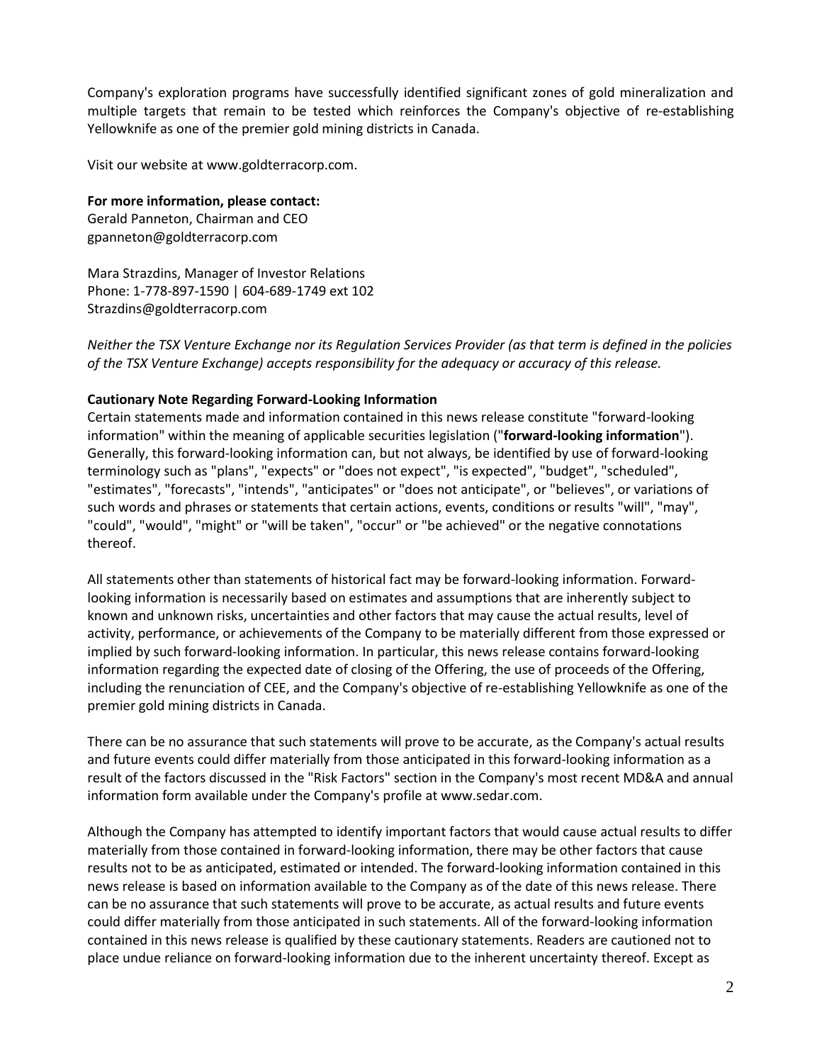Company's exploration programs have successfully identified significant zones of gold mineralization and multiple targets that remain to be tested which reinforces the Company's objective of re-establishing Yellowknife as one of the premier gold mining districts in Canada.

Visit our website at www.goldterracorp.com.

**For more information, please contact:**
Gerald Panneton, Chairman and CEO
gpanneton@goldterracorp.com

Mara Strazdins, Manager of Investor Relations
Phone: 1-778-897-1590 | 604-689-1749 ext 102
Strazdins@goldterracorp.com

*Neither the TSX Venture Exchange nor its Regulation Services Provider (as that term is defined in the policies of the TSX Venture Exchange) accepts responsibility for the adequacy or accuracy of this release.*

**Cautionary Note Regarding Forward-Looking Information**

Certain statements made and information contained in this news release constitute "forward-looking information" within the meaning of applicable securities legislation ("**forward-looking information**"). Generally, this forward-looking information can, but not always, be identified by use of forward-looking terminology such as "plans", "expects" or "does not expect", "is expected", "budget", "scheduled", "estimates", "forecasts", "intends", "anticipates" or "does not anticipate", or "believes", or variations of such words and phrases or statements that certain actions, events, conditions or results "will", "may", "could", "would", "might" or "will be taken", "occur" or "be achieved" or the negative connotations thereof.

All statements other than statements of historical fact may be forward-looking information. Forward-looking information is necessarily based on estimates and assumptions that are inherently subject to known and unknown risks, uncertainties and other factors that may cause the actual results, level of activity, performance, or achievements of the Company to be materially different from those expressed or implied by such forward-looking information. In particular, this news release contains forward-looking information regarding the expected date of closing of the Offering, the use of proceeds of the Offering, including the renunciation of CEE, and the Company's objective of re-establishing Yellowknife as one of the premier gold mining districts in Canada.

There can be no assurance that such statements will prove to be accurate, as the Company's actual results and future events could differ materially from those anticipated in this forward-looking information as a result of the factors discussed in the "Risk Factors" section in the Company's most recent MD&A and annual information form available under the Company's profile at www.sedar.com.

Although the Company has attempted to identify important factors that would cause actual results to differ materially from those contained in forward-looking information, there may be other factors that cause results not to be as anticipated, estimated or intended. The forward-looking information contained in this news release is based on information available to the Company as of the date of this news release. There can be no assurance that such statements will prove to be accurate, as actual results and future events could differ materially from those anticipated in such statements. All of the forward-looking information contained in this news release is qualified by these cautionary statements. Readers are cautioned not to place undue reliance on forward-looking information due to the inherent uncertainty thereof. Except as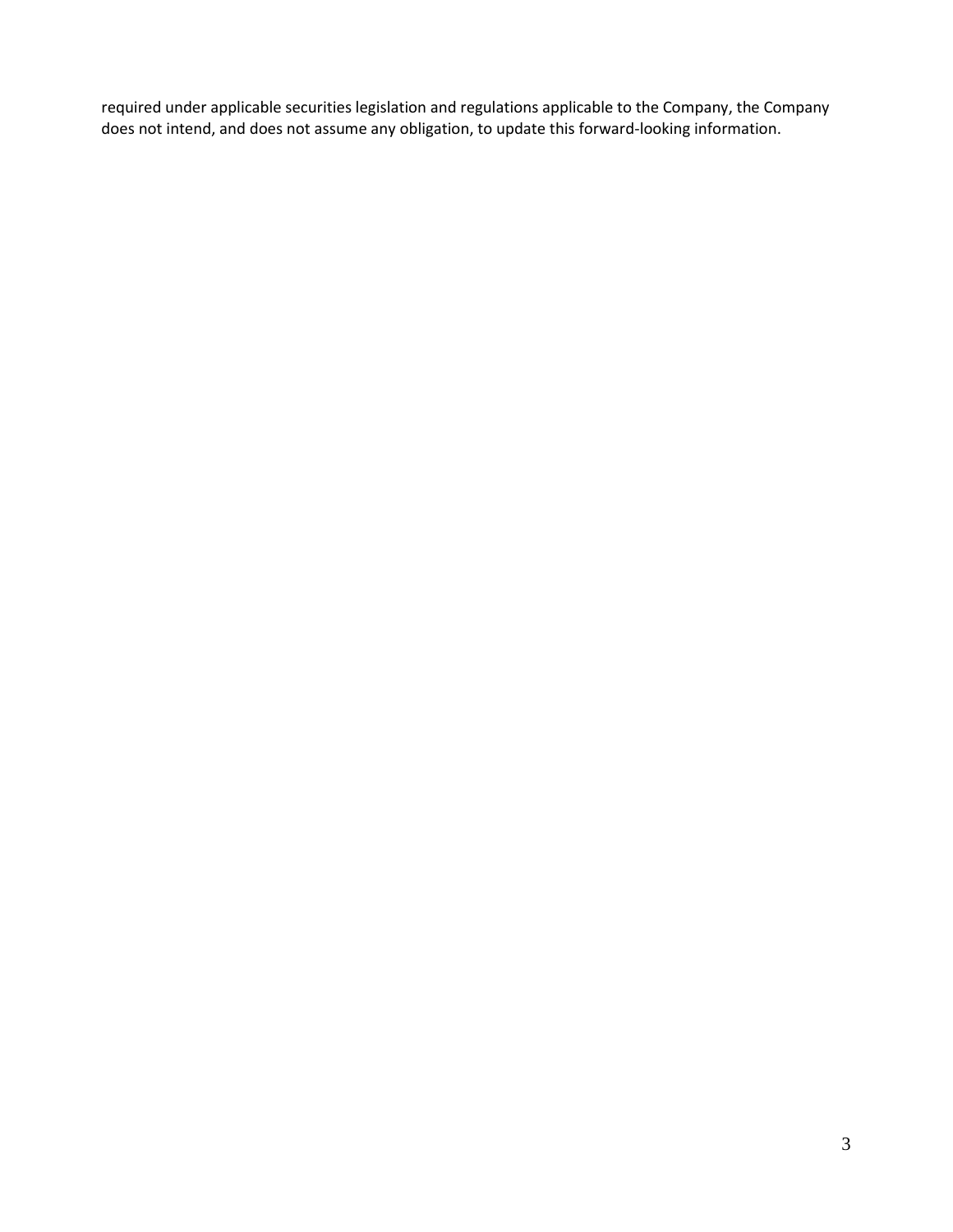required under applicable securities legislation and regulations applicable to the Company, the Company does not intend, and does not assume any obligation, to update this forward-looking information.